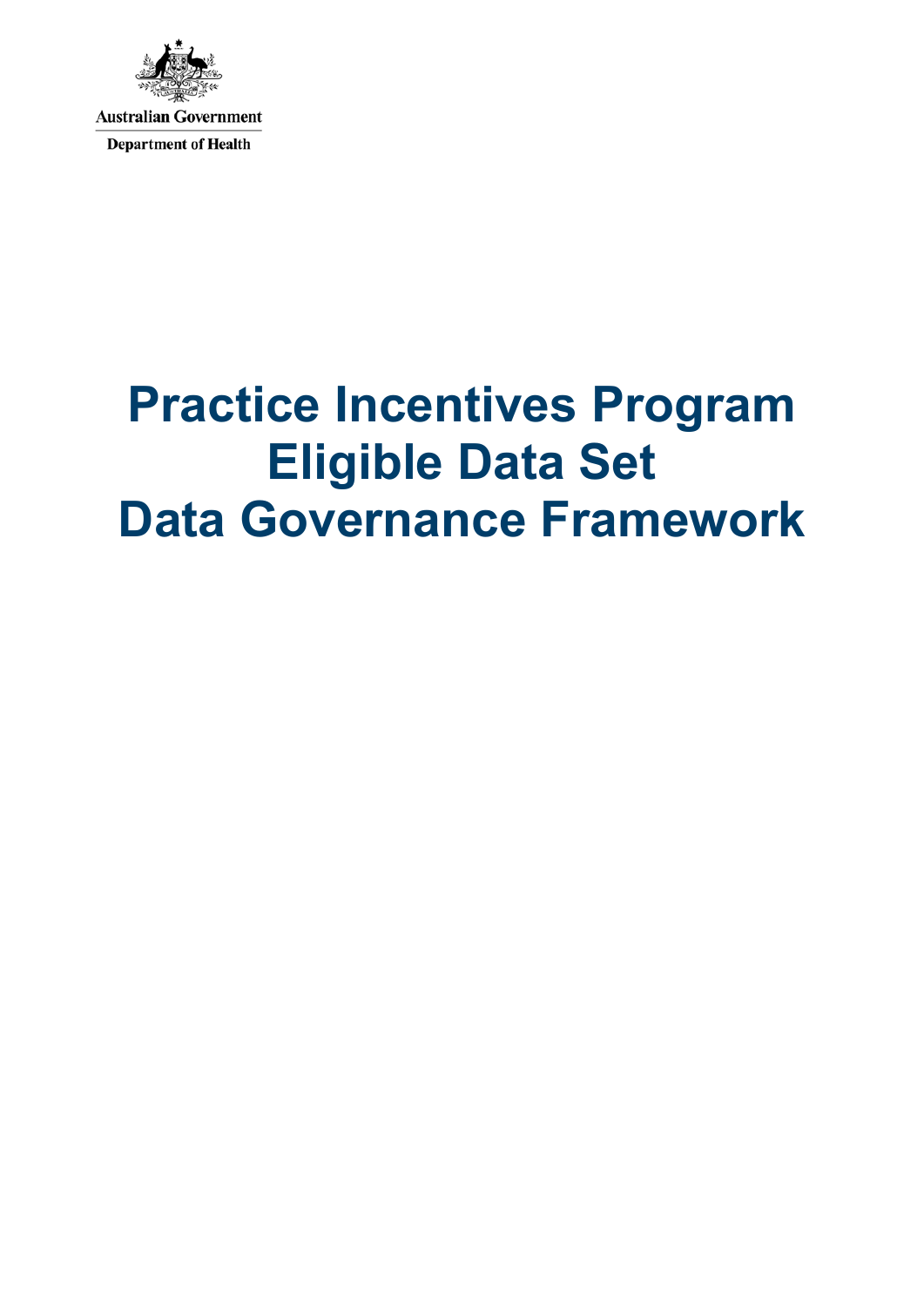Australian Government

Department of Health

# Practice Incentives Program Eligible Data Set Data Governance Framework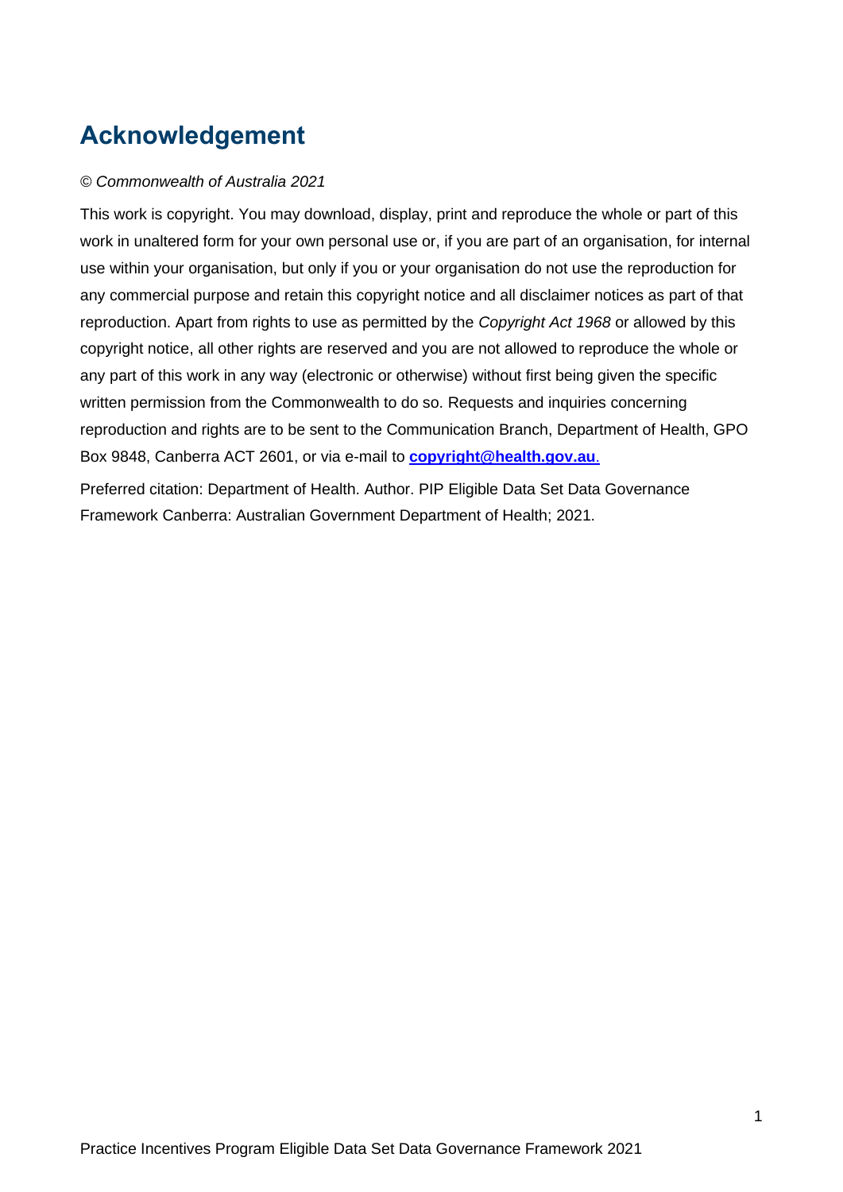# Acknowledgement

*© Commonwealth of Australia 2021*

This work is copyright. You may download, display, print and reproduce the whole or part of this work in unaltered form for your own personal use or, if you are part of an organisation, for internal use within your organisation, but only if you or your organisation do not use the reproduction for any commercial purpose and retain this copyright notice and all disclaimer notices as part of that reproduction. Apart from rights to use as permitted by the *Copyright Act 1968* or allowed by this copyright notice, all other rights are reserved and you are not allowed to reproduce the whole or any part of this work in any way (electronic or otherwise) without first being given the specific written permission from the Commonwealth to do so. Requests and inquiries concerning reproduction and rights are to be sent to the Communication Branch, Department of Health, GPO Box 9848, Canberra ACT 2601, or via e-mail to **copyright@health.gov.au**.

Preferred citation: Department of Health. Author. PIP Eligible Data Set Data Governance Framework Canberra: Australian Government Department of Health; 2021.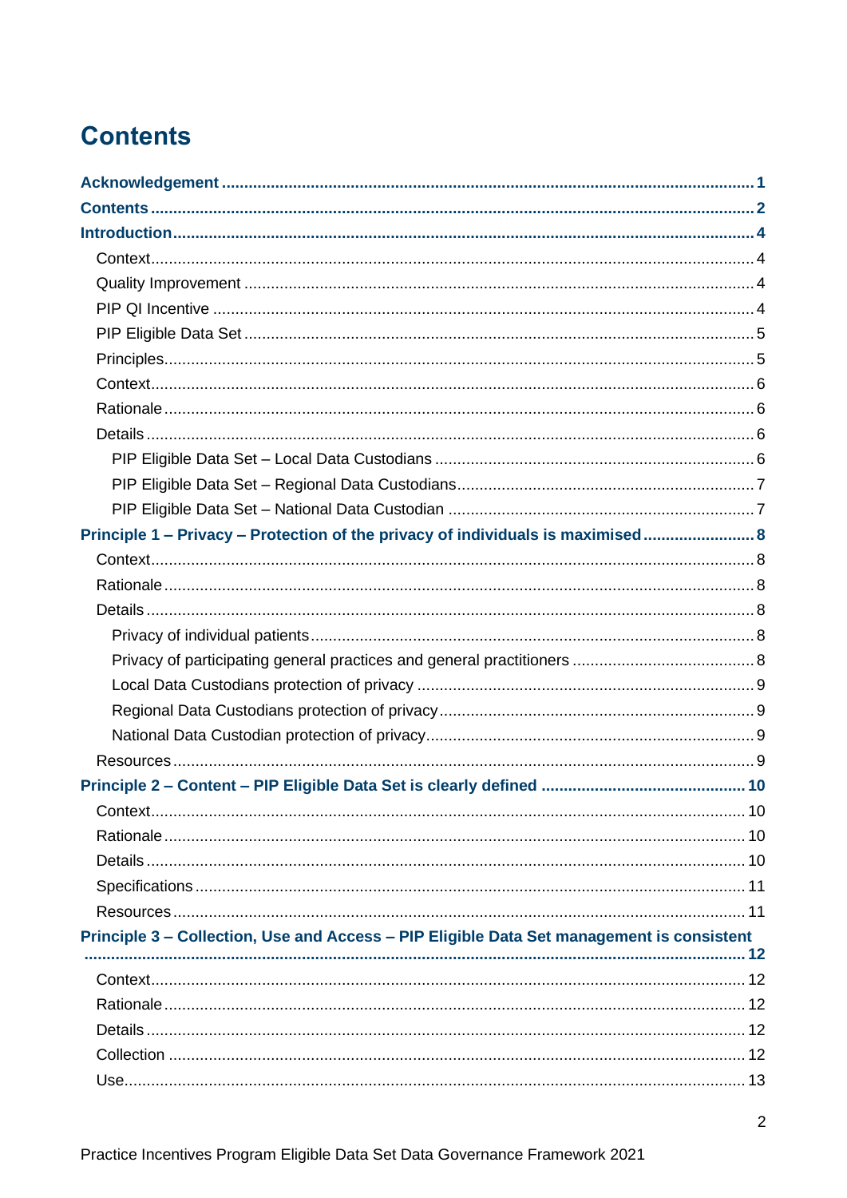# Contents

**Acknowledgement** ........................................................ **1**

**Contents** ........................................................ **2**

**Introduction** ........................................................ **4**

- Context ........................................................ 4
- Quality Improvement ........................................................ 4
- PIP QI Incentive ........................................................ 4
- PIP Eligible Data Set ........................................................ 5
- Principles ........................................................ 5
- Context ........................................................ 6
- Rationale ........................................................ 6
- Details ........................................................ 6
  - PIP Eligible Data Set – Local Data Custodians ........................................................ 6
  - PIP Eligible Data Set – Regional Data Custodians ........................................................ 7
  - PIP Eligible Data Set – National Data Custodian ........................................................ 7

**Principle 1 – Privacy – Protection of the privacy of individuals is maximised** ........................................................ **8**

- Context ........................................................ 8
- Rationale ........................................................ 8
- Details ........................................................ 8
  - Privacy of individual patients ........................................................ 8
  - Privacy of participating general practices and general practitioners ........................................................ 8
  - Local Data Custodians protection of privacy ........................................................ 9
  - Regional Data Custodians protection of privacy ........................................................ 9
  - National Data Custodian protection of privacy ........................................................ 9
- Resources ........................................................ 9

**Principle 2 – Content – PIP Eligible Data Set is clearly defined** ........................................................ **10**

- Context ........................................................ 10
- Rationale ........................................................ 10
- Details ........................................................ 10
- Specifications ........................................................ 11
- Resources ........................................................ 11

**Principle 3 – Collection, Use and Access – PIP Eligible Data Set management is consistent** ........................................................ **12**

- Context ........................................................ 12
- Rationale ........................................................ 12
- Details ........................................................ 12
- Collection ........................................................ 12
- Use ........................................................ 13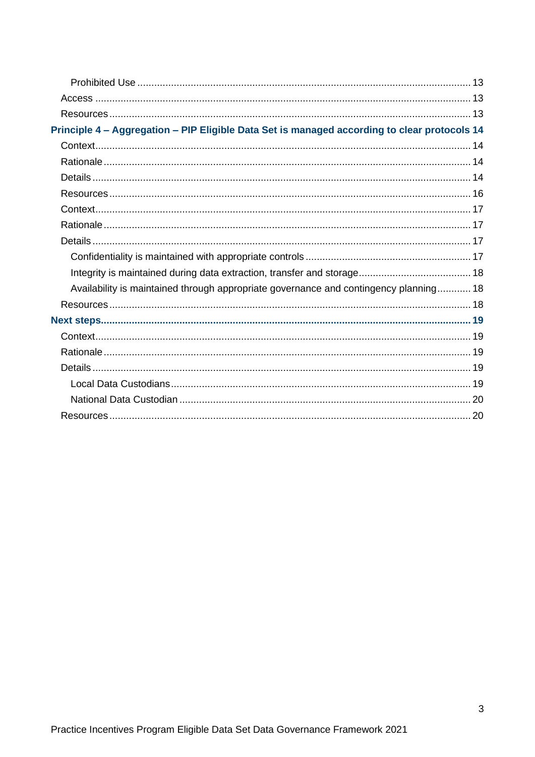- Prohibited Use ..... 13
- Access ..... 13
- Resources ..... 13

**Principle 4 – Aggregation – PIP Eligible Data Set is managed according to clear protocols 14**

- Context ..... 14
- Rationale ..... 14
- Details ..... 14
- Resources ..... 16
- Context ..... 17
- Rationale ..... 17
- Details ..... 17
  - Confidentiality is maintained with appropriate controls ..... 17
  - Integrity is maintained during data extraction, transfer and storage ..... 18
  - Availability is maintained through appropriate governance and contingency planning ..... 18
- Resources ..... 18

**Next steps ..... 19**

- Context ..... 19
- Rationale ..... 19
- Details ..... 19
  - Local Data Custodians ..... 19
  - National Data Custodian ..... 20
- Resources ..... 20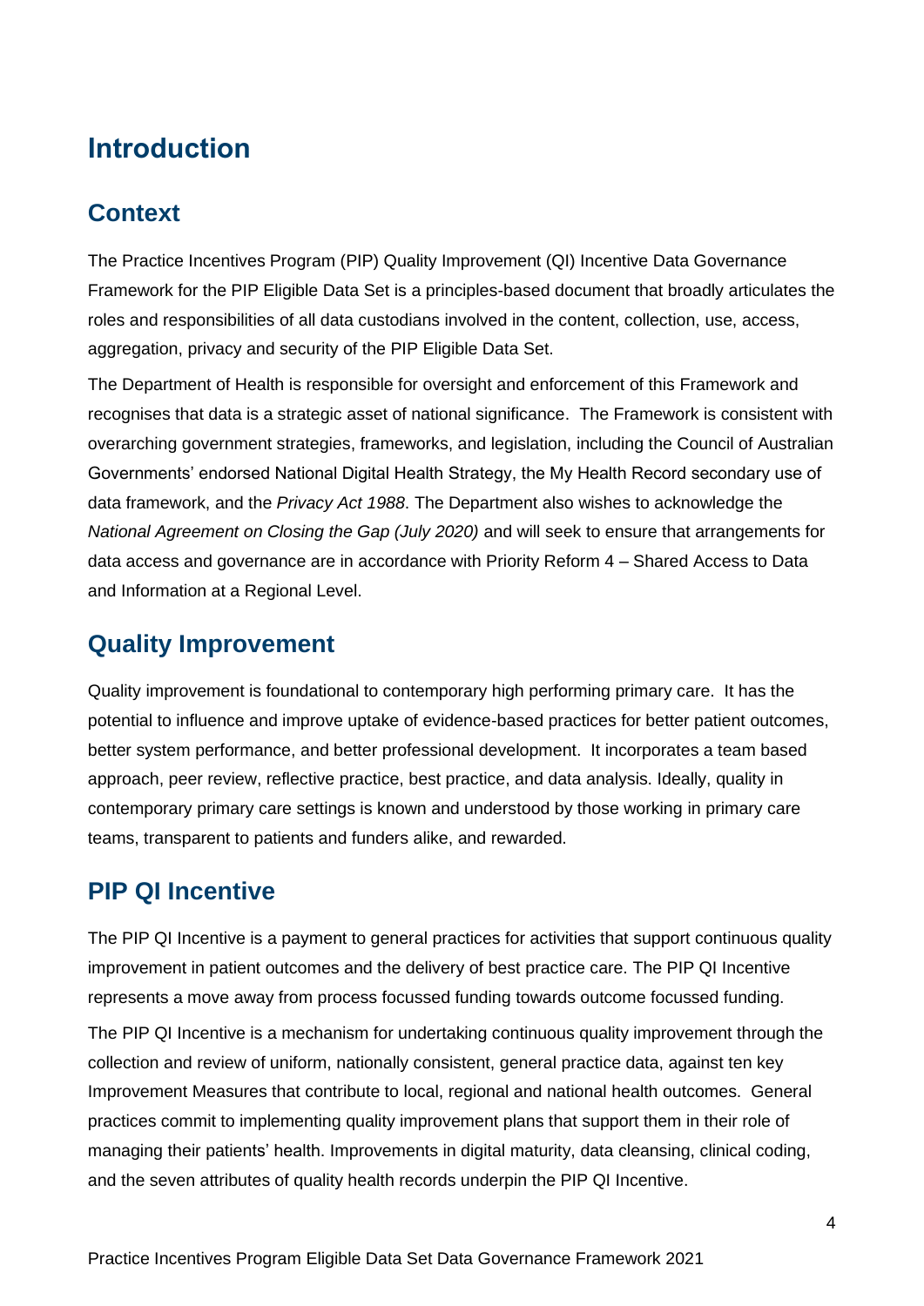# Introduction

## Context

The Practice Incentives Program (PIP) Quality Improvement (QI) Incentive Data Governance Framework for the PIP Eligible Data Set is a principles-based document that broadly articulates the roles and responsibilities of all data custodians involved in the content, collection, use, access, aggregation, privacy and security of the PIP Eligible Data Set.

The Department of Health is responsible for oversight and enforcement of this Framework and recognises that data is a strategic asset of national significance. The Framework is consistent with overarching government strategies, frameworks, and legislation, including the Council of Australian Governments' endorsed National Digital Health Strategy, the My Health Record secondary use of data framework, and the *Privacy Act 1988*. The Department also wishes to acknowledge the *National Agreement on Closing the Gap (July 2020)* and will seek to ensure that arrangements for data access and governance are in accordance with Priority Reform 4 – Shared Access to Data and Information at a Regional Level.

## Quality Improvement

Quality improvement is foundational to contemporary high performing primary care. It has the potential to influence and improve uptake of evidence-based practices for better patient outcomes, better system performance, and better professional development. It incorporates a team based approach, peer review, reflective practice, best practice, and data analysis. Ideally, quality in contemporary primary care settings is known and understood by those working in primary care teams, transparent to patients and funders alike, and rewarded.

## PIP QI Incentive

The PIP QI Incentive is a payment to general practices for activities that support continuous quality improvement in patient outcomes and the delivery of best practice care. The PIP QI Incentive represents a move away from process focussed funding towards outcome focussed funding.

The PIP QI Incentive is a mechanism for undertaking continuous quality improvement through the collection and review of uniform, nationally consistent, general practice data, against ten key Improvement Measures that contribute to local, regional and national health outcomes. General practices commit to implementing quality improvement plans that support them in their role of managing their patients' health. Improvements in digital maturity, data cleansing, clinical coding, and the seven attributes of quality health records underpin the PIP QI Incentive.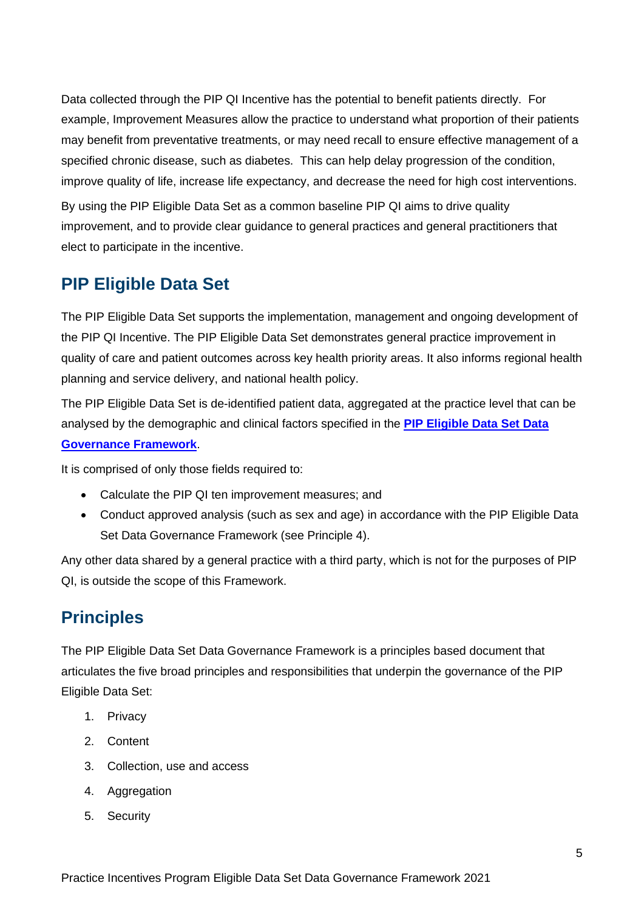Data collected through the PIP QI Incentive has the potential to benefit patients directly. For example, Improvement Measures allow the practice to understand what proportion of their patients may benefit from preventative treatments, or may need recall to ensure effective management of a specified chronic disease, such as diabetes. This can help delay progression of the condition, improve quality of life, increase life expectancy, and decrease the need for high cost interventions.

By using the PIP Eligible Data Set as a common baseline PIP QI aims to drive quality improvement, and to provide clear guidance to general practices and general practitioners that elect to participate in the incentive.

## PIP Eligible Data Set

The PIP Eligible Data Set supports the implementation, management and ongoing development of the PIP QI Incentive. The PIP Eligible Data Set demonstrates general practice improvement in quality of care and patient outcomes across key health priority areas. It also informs regional health planning and service delivery, and national health policy.

The PIP Eligible Data Set is de-identified patient data, aggregated at the practice level that can be analysed by the demographic and clinical factors specified in the **PIP Eligible Data Set Data Governance Framework**.

It is comprised of only those fields required to:

- Calculate the PIP QI ten improvement measures; and
- Conduct approved analysis (such as sex and age) in accordance with the PIP Eligible Data Set Data Governance Framework (see Principle 4).

Any other data shared by a general practice with a third party, which is not for the purposes of PIP QI, is outside the scope of this Framework.

## Principles

The PIP Eligible Data Set Data Governance Framework is a principles based document that articulates the five broad principles and responsibilities that underpin the governance of the PIP Eligible Data Set:

1. Privacy
2. Content
3. Collection, use and access
4. Aggregation
5. Security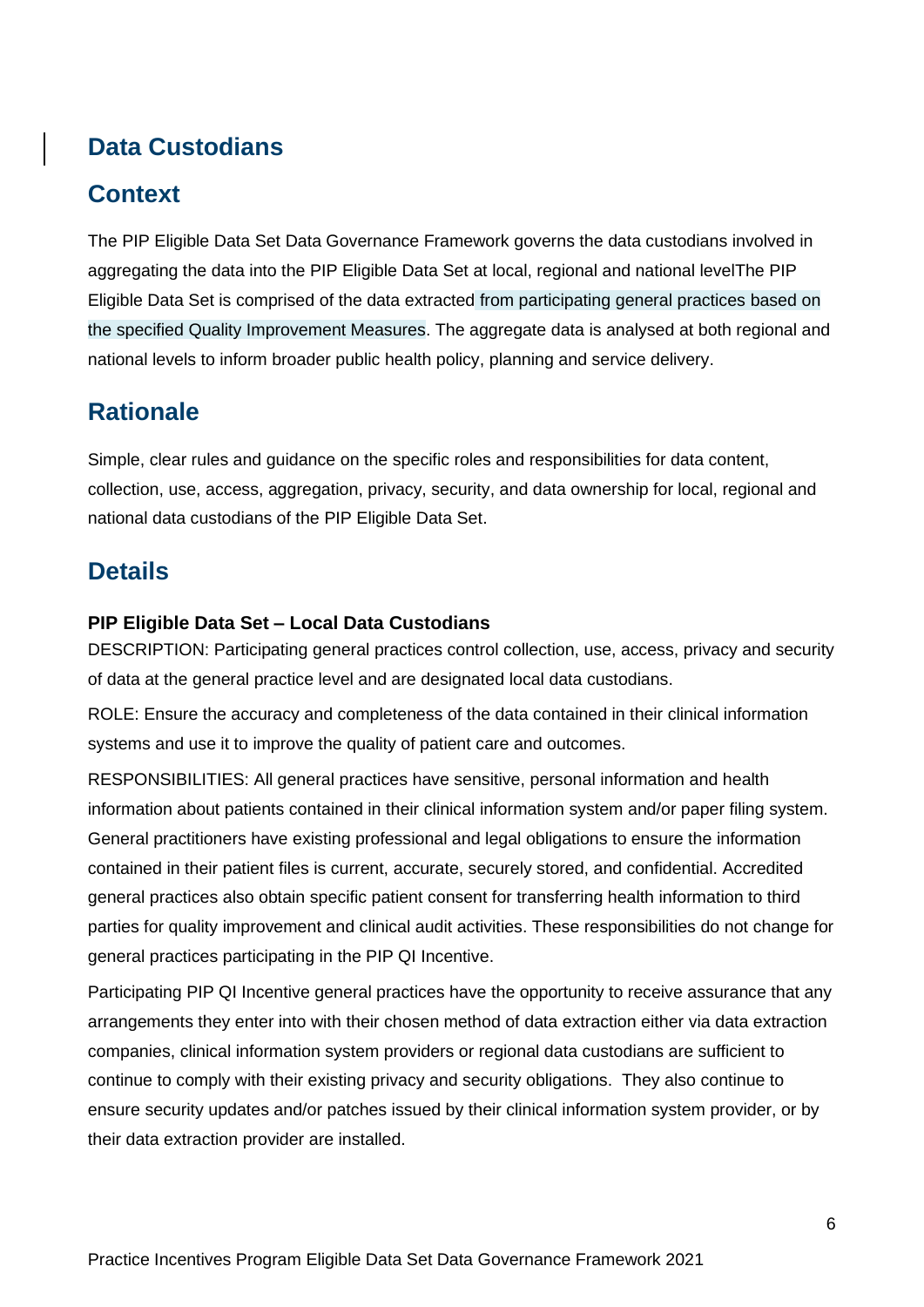## Data Custodians

## Context

The PIP Eligible Data Set Data Governance Framework governs the data custodians involved in aggregating the data into the PIP Eligible Data Set at local, regional and national levelThe PIP Eligible Data Set is comprised of the data extracted from participating general practices based on the specified Quality Improvement Measures. The aggregate data is analysed at both regional and national levels to inform broader public health policy, planning and service delivery.

## Rationale

Simple, clear rules and guidance on the specific roles and responsibilities for data content, collection, use, access, aggregation, privacy, security, and data ownership for local, regional and national data custodians of the PIP Eligible Data Set.

## Details

**PIP Eligible Data Set – Local Data Custodians**

DESCRIPTION: Participating general practices control collection, use, access, privacy and security of data at the general practice level and are designated local data custodians.

ROLE: Ensure the accuracy and completeness of the data contained in their clinical information systems and use it to improve the quality of patient care and outcomes.

RESPONSIBILITIES: All general practices have sensitive, personal information and health information about patients contained in their clinical information system and/or paper filing system. General practitioners have existing professional and legal obligations to ensure the information contained in their patient files is current, accurate, securely stored, and confidential. Accredited general practices also obtain specific patient consent for transferring health information to third parties for quality improvement and clinical audit activities. These responsibilities do not change for general practices participating in the PIP QI Incentive.

Participating PIP QI Incentive general practices have the opportunity to receive assurance that any arrangements they enter into with their chosen method of data extraction either via data extraction companies, clinical information system providers or regional data custodians are sufficient to continue to comply with their existing privacy and security obligations. They also continue to ensure security updates and/or patches issued by their clinical information system provider, or by their data extraction provider are installed.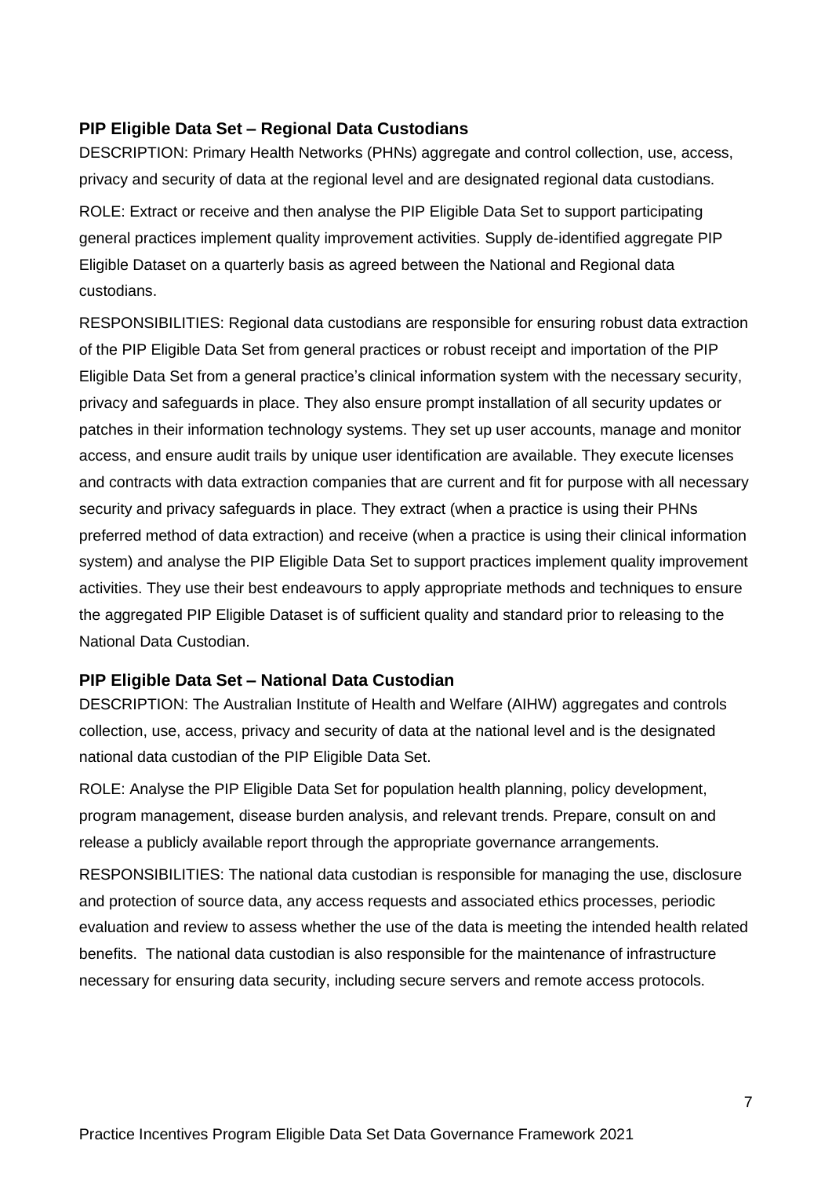### PIP Eligible Data Set – Regional Data Custodians

DESCRIPTION: Primary Health Networks (PHNs) aggregate and control collection, use, access, privacy and security of data at the regional level and are designated regional data custodians.

ROLE: Extract or receive and then analyse the PIP Eligible Data Set to support participating general practices implement quality improvement activities. Supply de-identified aggregate PIP Eligible Dataset on a quarterly basis as agreed between the National and Regional data custodians.

RESPONSIBILITIES: Regional data custodians are responsible for ensuring robust data extraction of the PIP Eligible Data Set from general practices or robust receipt and importation of the PIP Eligible Data Set from a general practice's clinical information system with the necessary security, privacy and safeguards in place. They also ensure prompt installation of all security updates or patches in their information technology systems. They set up user accounts, manage and monitor access, and ensure audit trails by unique user identification are available. They execute licenses and contracts with data extraction companies that are current and fit for purpose with all necessary security and privacy safeguards in place. They extract (when a practice is using their PHNs preferred method of data extraction) and receive (when a practice is using their clinical information system) and analyse the PIP Eligible Data Set to support practices implement quality improvement activities. They use their best endeavours to apply appropriate methods and techniques to ensure the aggregated PIP Eligible Dataset is of sufficient quality and standard prior to releasing to the National Data Custodian.

### PIP Eligible Data Set – National Data Custodian

DESCRIPTION: The Australian Institute of Health and Welfare (AIHW) aggregates and controls collection, use, access, privacy and security of data at the national level and is the designated national data custodian of the PIP Eligible Data Set.

ROLE: Analyse the PIP Eligible Data Set for population health planning, policy development, program management, disease burden analysis, and relevant trends. Prepare, consult on and release a publicly available report through the appropriate governance arrangements.

RESPONSIBILITIES: The national data custodian is responsible for managing the use, disclosure and protection of source data, any access requests and associated ethics processes, periodic evaluation and review to assess whether the use of the data is meeting the intended health related benefits. The national data custodian is also responsible for the maintenance of infrastructure necessary for ensuring data security, including secure servers and remote access protocols.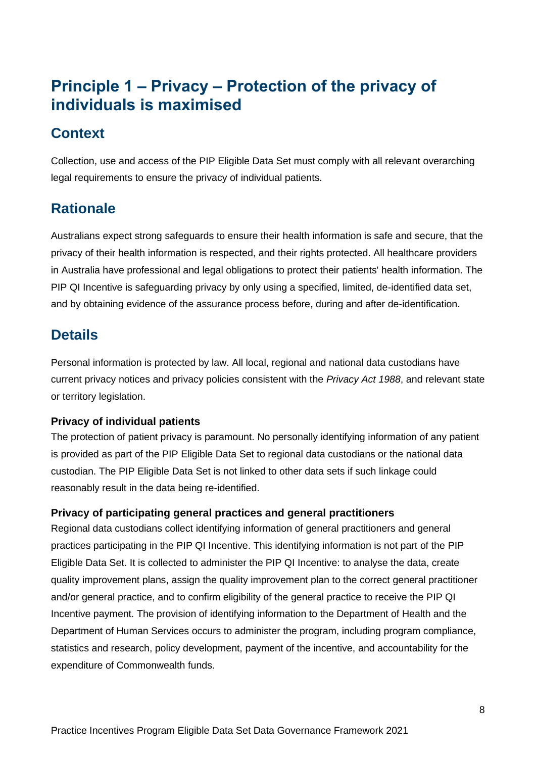# Principle 1 – Privacy – Protection of the privacy of individuals is maximised

## Context

Collection, use and access of the PIP Eligible Data Set must comply with all relevant overarching legal requirements to ensure the privacy of individual patients.

## Rationale

Australians expect strong safeguards to ensure their health information is safe and secure, that the privacy of their health information is respected, and their rights protected. All healthcare providers in Australia have professional and legal obligations to protect their patients' health information. The PIP QI Incentive is safeguarding privacy by only using a specified, limited, de-identified data set, and by obtaining evidence of the assurance process before, during and after de-identification.

## Details

Personal information is protected by law. All local, regional and national data custodians have current privacy notices and privacy policies consistent with the *Privacy Act 1988*, and relevant state or territory legislation.

**Privacy of individual patients**

The protection of patient privacy is paramount. No personally identifying information of any patient is provided as part of the PIP Eligible Data Set to regional data custodians or the national data custodian. The PIP Eligible Data Set is not linked to other data sets if such linkage could reasonably result in the data being re-identified.

**Privacy of participating general practices and general practitioners**

Regional data custodians collect identifying information of general practitioners and general practices participating in the PIP QI Incentive. This identifying information is not part of the PIP Eligible Data Set. It is collected to administer the PIP QI Incentive: to analyse the data, create quality improvement plans, assign the quality improvement plan to the correct general practitioner and/or general practice, and to confirm eligibility of the general practice to receive the PIP QI Incentive payment. The provision of identifying information to the Department of Health and the Department of Human Services occurs to administer the program, including program compliance, statistics and research, policy development, payment of the incentive, and accountability for the expenditure of Commonwealth funds.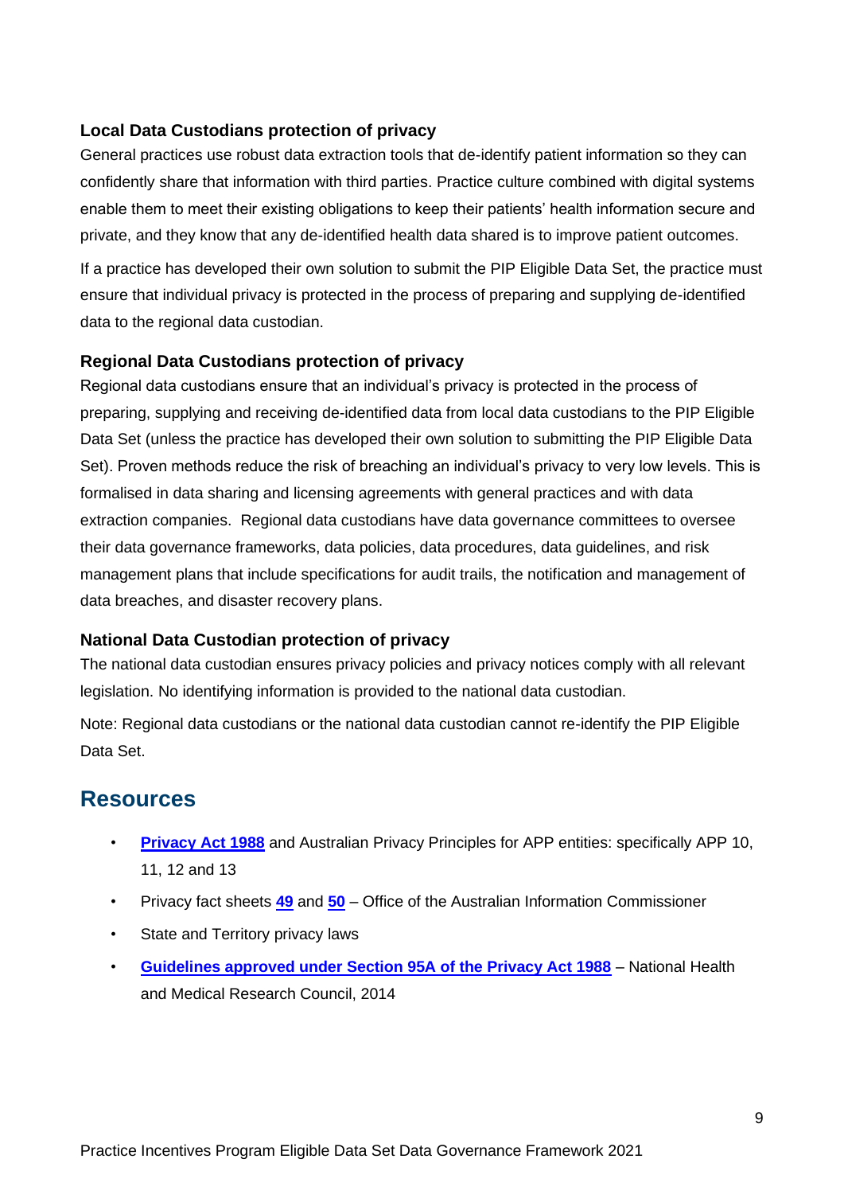### Local Data Custodians protection of privacy

General practices use robust data extraction tools that de-identify patient information so they can confidently share that information with third parties. Practice culture combined with digital systems enable them to meet their existing obligations to keep their patients' health information secure and private, and they know that any de-identified health data shared is to improve patient outcomes.

If a practice has developed their own solution to submit the PIP Eligible Data Set, the practice must ensure that individual privacy is protected in the process of preparing and supplying de-identified data to the regional data custodian.

### Regional Data Custodians protection of privacy

Regional data custodians ensure that an individual's privacy is protected in the process of preparing, supplying and receiving de-identified data from local data custodians to the PIP Eligible Data Set (unless the practice has developed their own solution to submitting the PIP Eligible Data Set). Proven methods reduce the risk of breaching an individual's privacy to very low levels. This is formalised in data sharing and licensing agreements with general practices and with data extraction companies. Regional data custodians have data governance committees to oversee their data governance frameworks, data policies, data procedures, data guidelines, and risk management plans that include specifications for audit trails, the notification and management of data breaches, and disaster recovery plans.

### National Data Custodian protection of privacy

The national data custodian ensures privacy policies and privacy notices comply with all relevant legislation. No identifying information is provided to the national data custodian.

Note: Regional data custodians or the national data custodian cannot re-identify the PIP Eligible Data Set.

## Resources

- **Privacy Act 1988** and Australian Privacy Principles for APP entities: specifically APP 10, 11, 12 and 13
- Privacy fact sheets **49** and **50** – Office of the Australian Information Commissioner
- State and Territory privacy laws
- **Guidelines approved under Section 95A of the Privacy Act 1988** – National Health and Medical Research Council, 2014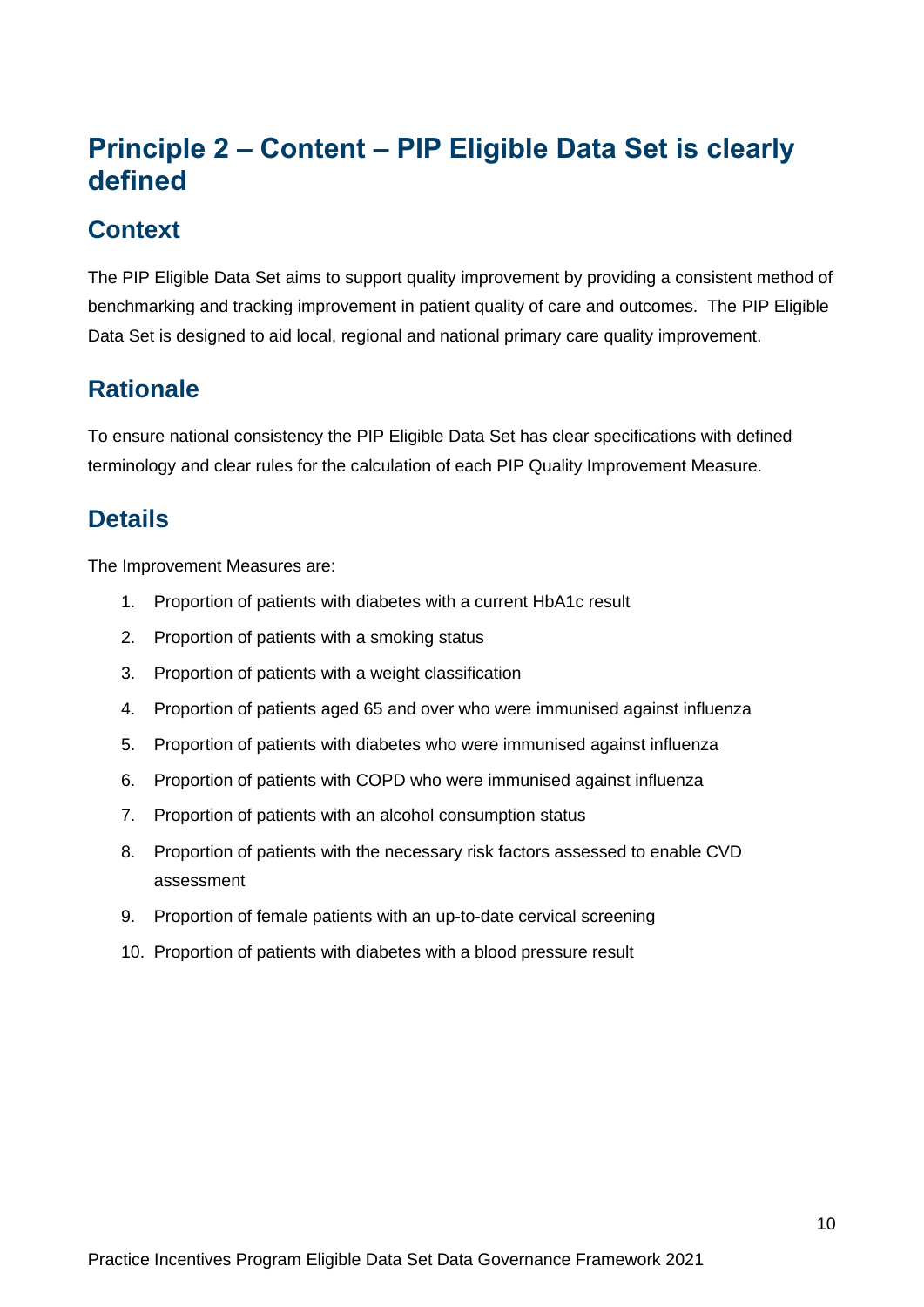# Principle 2 – Content – PIP Eligible Data Set is clearly defined

## Context

The PIP Eligible Data Set aims to support quality improvement by providing a consistent method of benchmarking and tracking improvement in patient quality of care and outcomes. The PIP Eligible Data Set is designed to aid local, regional and national primary care quality improvement.

## Rationale

To ensure national consistency the PIP Eligible Data Set has clear specifications with defined terminology and clear rules for the calculation of each PIP Quality Improvement Measure.

## Details

The Improvement Measures are:

1. Proportion of patients with diabetes with a current HbA1c result
2. Proportion of patients with a smoking status
3. Proportion of patients with a weight classification
4. Proportion of patients aged 65 and over who were immunised against influenza
5. Proportion of patients with diabetes who were immunised against influenza
6. Proportion of patients with COPD who were immunised against influenza
7. Proportion of patients with an alcohol consumption status
8. Proportion of patients with the necessary risk factors assessed to enable CVD assessment
9. Proportion of female patients with an up-to-date cervical screening
10. Proportion of patients with diabetes with a blood pressure result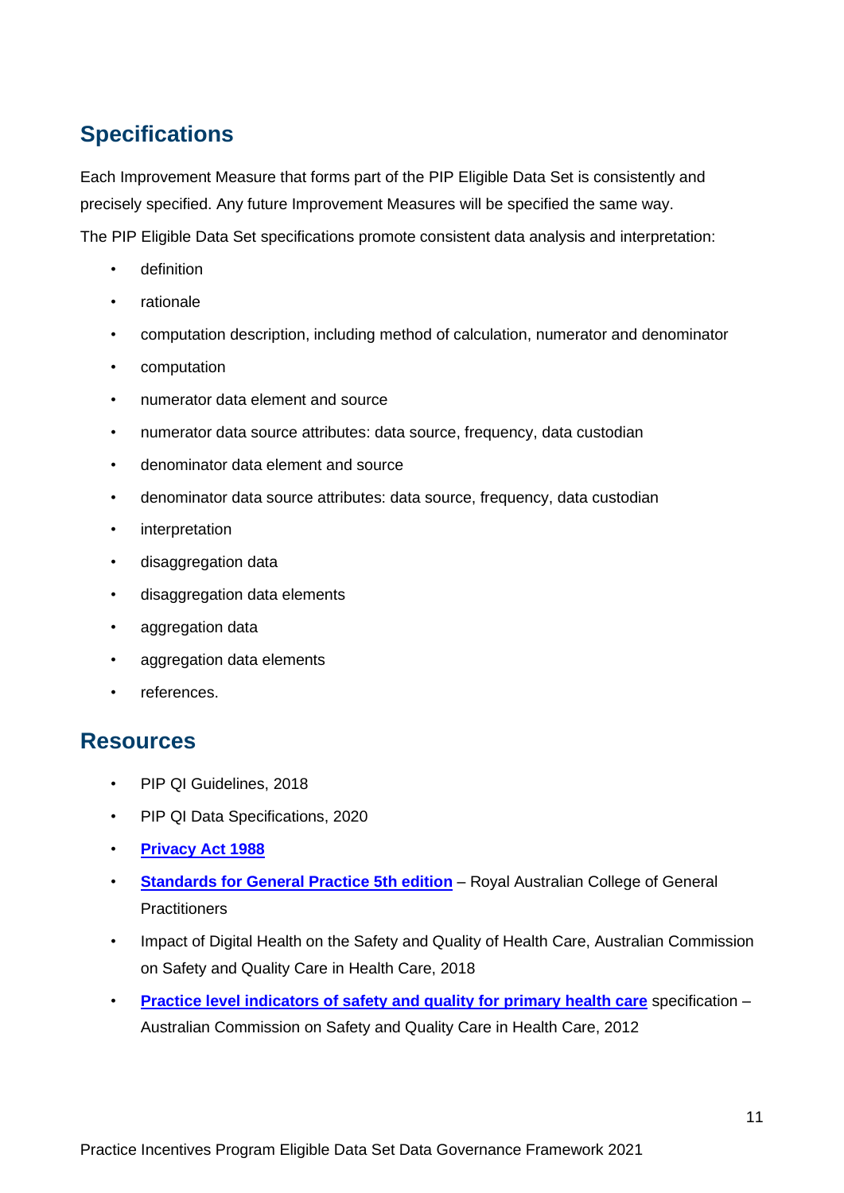## Specifications

Each Improvement Measure that forms part of the PIP Eligible Data Set is consistently and precisely specified. Any future Improvement Measures will be specified the same way.

The PIP Eligible Data Set specifications promote consistent data analysis and interpretation:

- definition
- rationale
- computation description, including method of calculation, numerator and denominator
- computation
- numerator data element and source
- numerator data source attributes: data source, frequency, data custodian
- denominator data element and source
- denominator data source attributes: data source, frequency, data custodian
- interpretation
- disaggregation data
- disaggregation data elements
- aggregation data
- aggregation data elements
- references.

## Resources

- PIP QI Guidelines, 2018
- PIP QI Data Specifications, 2020
- **Privacy Act 1988**
- **Standards for General Practice 5th edition** – Royal Australian College of General Practitioners
- Impact of Digital Health on the Safety and Quality of Health Care, Australian Commission on Safety and Quality Care in Health Care, 2018
- **Practice level indicators of safety and quality for primary health care** specification – Australian Commission on Safety and Quality Care in Health Care, 2012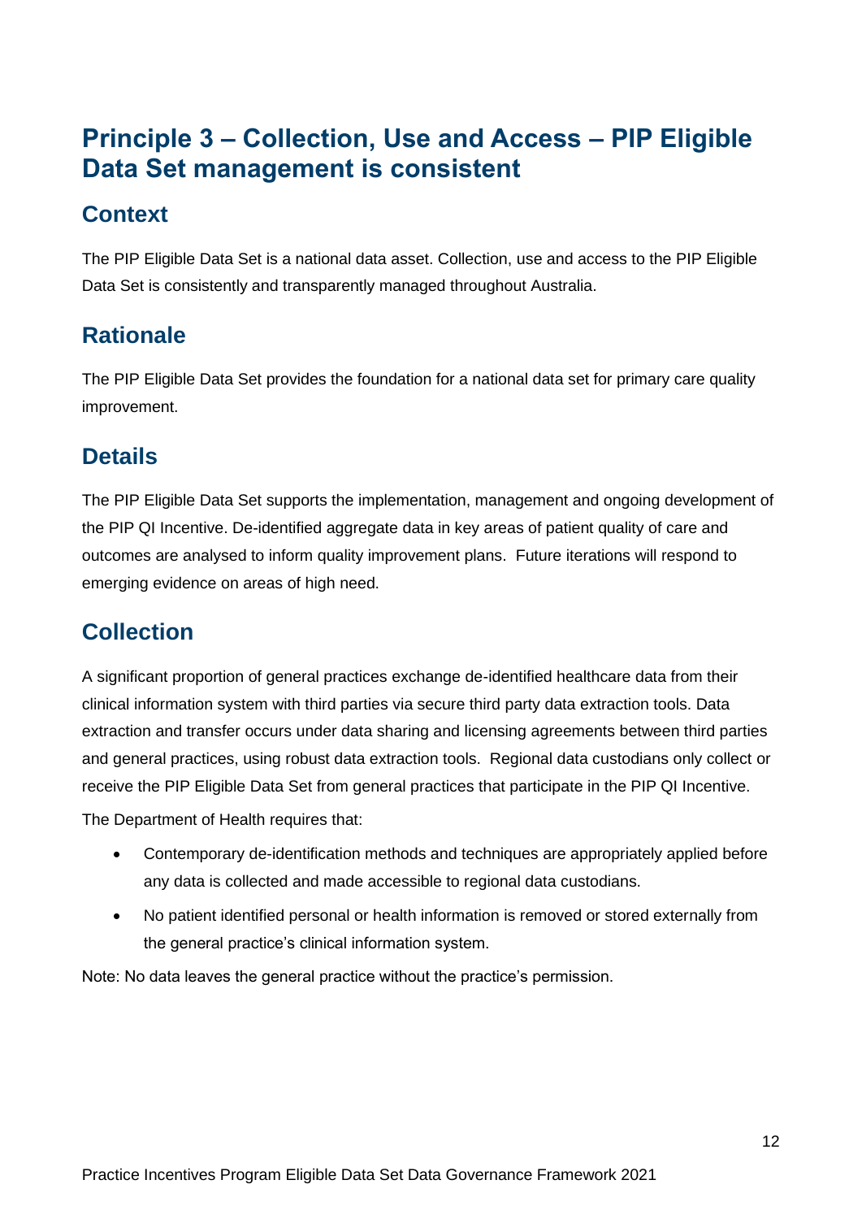# Principle 3 – Collection, Use and Access – PIP Eligible Data Set management is consistent

## Context

The PIP Eligible Data Set is a national data asset. Collection, use and access to the PIP Eligible Data Set is consistently and transparently managed throughout Australia.

## Rationale

The PIP Eligible Data Set provides the foundation for a national data set for primary care quality improvement.

## Details

The PIP Eligible Data Set supports the implementation, management and ongoing development of the PIP QI Incentive. De-identified aggregate data in key areas of patient quality of care and outcomes are analysed to inform quality improvement plans. Future iterations will respond to emerging evidence on areas of high need.

## Collection

A significant proportion of general practices exchange de-identified healthcare data from their clinical information system with third parties via secure third party data extraction tools. Data extraction and transfer occurs under data sharing and licensing agreements between third parties and general practices, using robust data extraction tools. Regional data custodians only collect or receive the PIP Eligible Data Set from general practices that participate in the PIP QI Incentive.

The Department of Health requires that:

- Contemporary de-identification methods and techniques are appropriately applied before any data is collected and made accessible to regional data custodians.
- No patient identified personal or health information is removed or stored externally from the general practice's clinical information system.

Note: No data leaves the general practice without the practice's permission.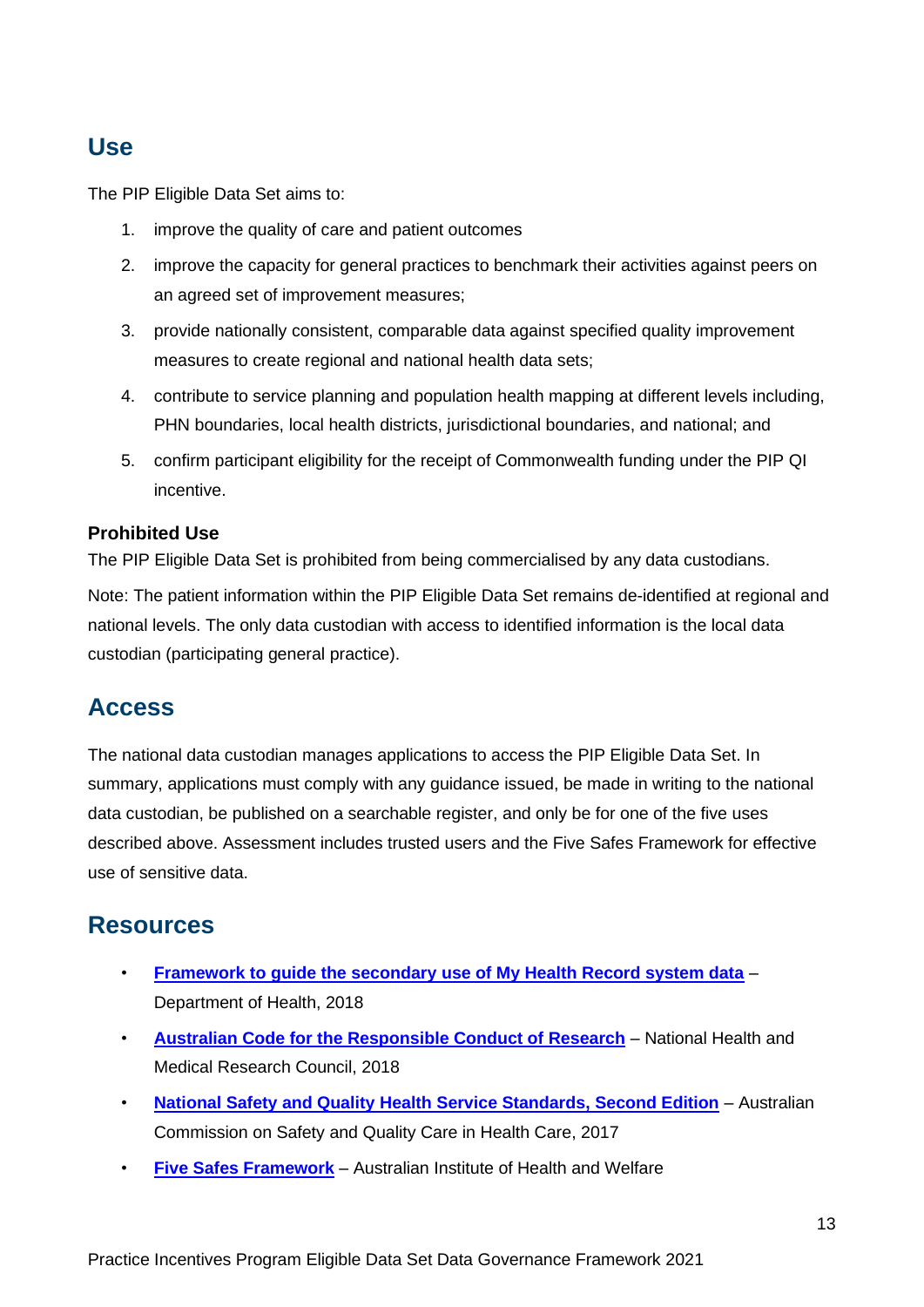## Use

The PIP Eligible Data Set aims to:

1. improve the quality of care and patient outcomes
2. improve the capacity for general practices to benchmark their activities against peers on an agreed set of improvement measures;
3. provide nationally consistent, comparable data against specified quality improvement measures to create regional and national health data sets;
4. contribute to service planning and population health mapping at different levels including, PHN boundaries, local health districts, jurisdictional boundaries, and national; and
5. confirm participant eligibility for the receipt of Commonwealth funding under the PIP QI incentive.

### Prohibited Use

The PIP Eligible Data Set is prohibited from being commercialised by any data custodians.

Note: The patient information within the PIP Eligible Data Set remains de-identified at regional and national levels. The only data custodian with access to identified information is the local data custodian (participating general practice).

## Access

The national data custodian manages applications to access the PIP Eligible Data Set. In summary, applications must comply with any guidance issued, be made in writing to the national data custodian, be published on a searchable register, and only be for one of the five uses described above. Assessment includes trusted users and the Five Safes Framework for effective use of sensitive data.

## Resources

- **Framework to guide the secondary use of My Health Record system data** – Department of Health, 2018
- **Australian Code for the Responsible Conduct of Research** – National Health and Medical Research Council, 2018
- **National Safety and Quality Health Service Standards, Second Edition** – Australian Commission on Safety and Quality Care in Health Care, 2017
- **Five Safes Framework** – Australian Institute of Health and Welfare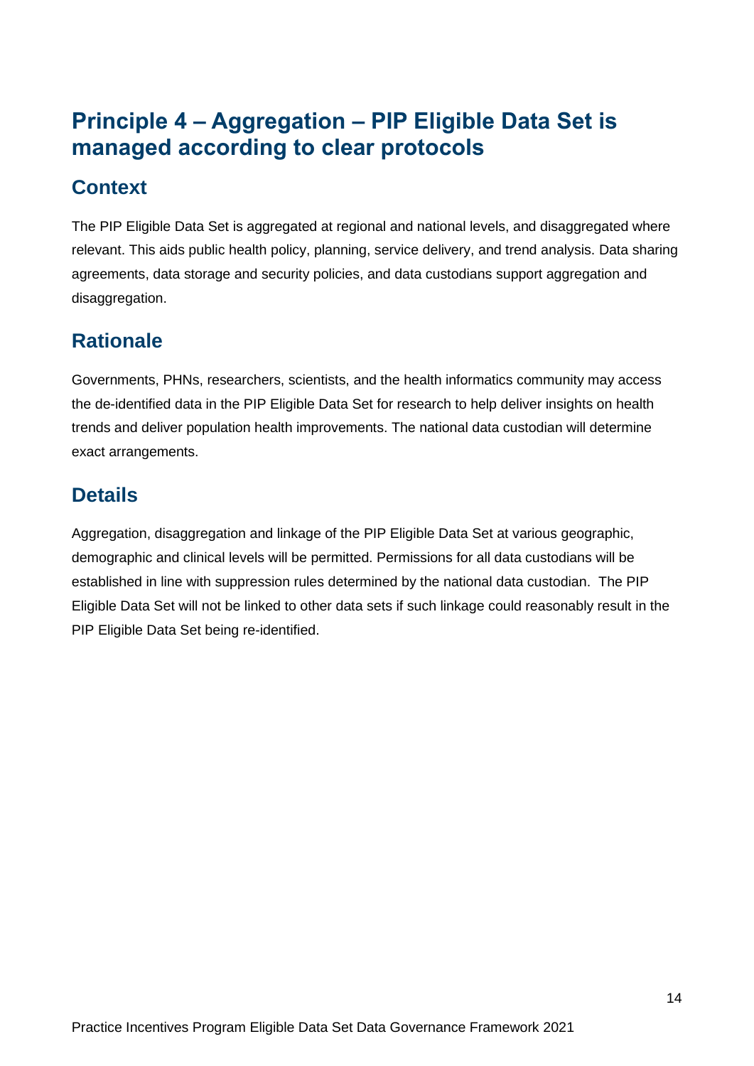# Principle 4 – Aggregation – PIP Eligible Data Set is managed according to clear protocols

## Context

The PIP Eligible Data Set is aggregated at regional and national levels, and disaggregated where relevant. This aids public health policy, planning, service delivery, and trend analysis. Data sharing agreements, data storage and security policies, and data custodians support aggregation and disaggregation.

## Rationale

Governments, PHNs, researchers, scientists, and the health informatics community may access the de-identified data in the PIP Eligible Data Set for research to help deliver insights on health trends and deliver population health improvements. The national data custodian will determine exact arrangements.

## Details

Aggregation, disaggregation and linkage of the PIP Eligible Data Set at various geographic, demographic and clinical levels will be permitted. Permissions for all data custodians will be established in line with suppression rules determined by the national data custodian. The PIP Eligible Data Set will not be linked to other data sets if such linkage could reasonably result in the PIP Eligible Data Set being re-identified.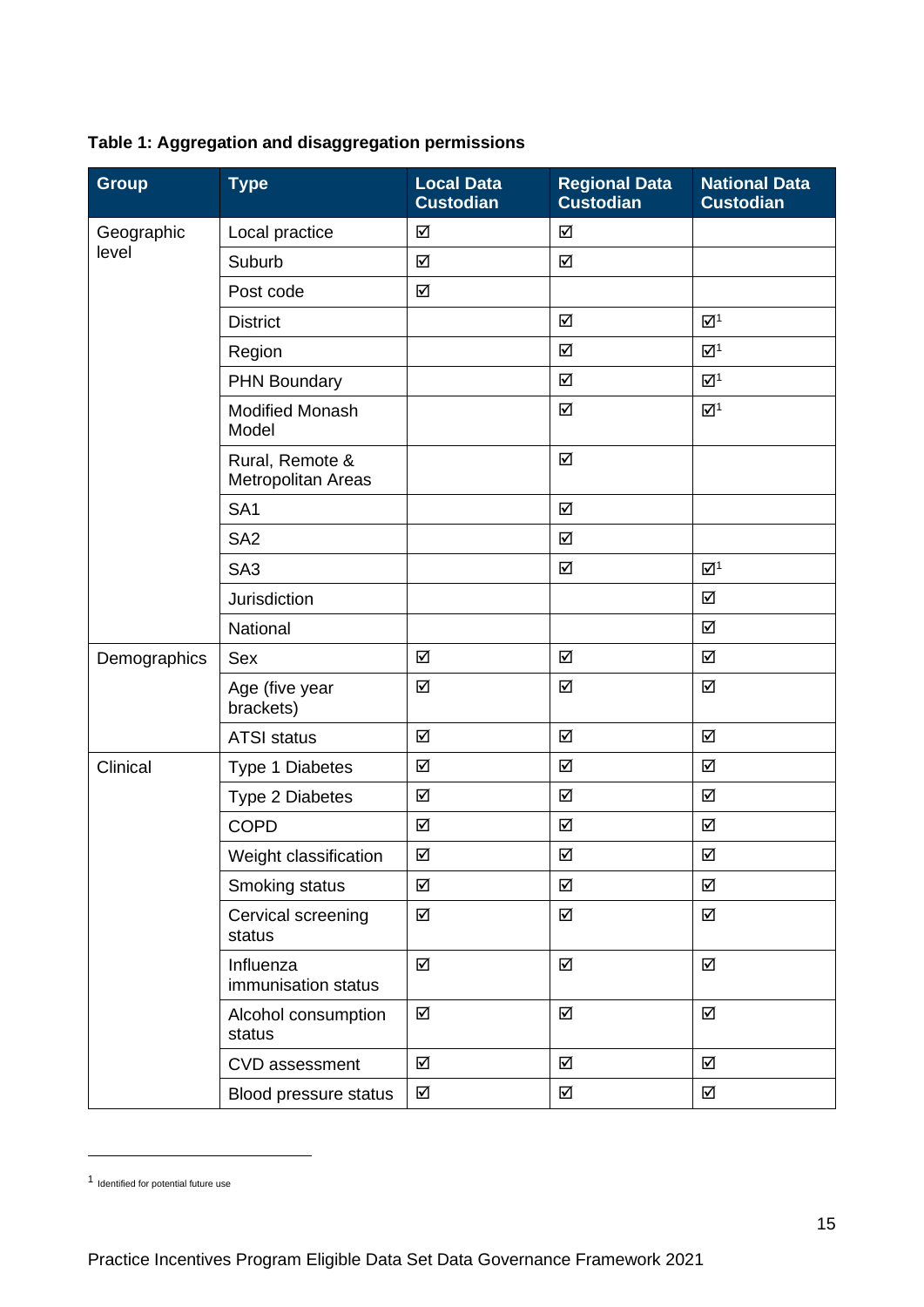**Table 1: Aggregation and disaggregation permissions**

| Group | Type | Local Data Custodian | Regional Data Custodian | National Data Custodian |
|---|---|---|---|---|
| Geographic level | Local practice | ☑ | ☑ | |
| | Suburb | ☑ | ☑ | |
| | Post code | ☑ | | |
| | District | | ☑ | ☑[1] |
| | Region | | ☑ | ☑[1] |
| | PHN Boundary | | ☑ | ☑[1] |
| | Modified Monash Model | | ☑ | ☑[1] |
| | Rural, Remote & Metropolitan Areas | | ☑ | |
| | SA1 | | ☑ | |
| | SA2 | | ☑ | |
| | SA3 | | ☑ | ☑[1] |
| | Jurisdiction | | | ☑ |
| | National | | | ☑ |
| Demographics | Sex | ☑ | ☑ | ☑ |
| | Age (five year brackets) | ☑ | ☑ | ☑ |
| | ATSI status | ☑ | ☑ | ☑ |
| Clinical | Type 1 Diabetes | ☑ | ☑ | ☑ |
| | Type 2 Diabetes | ☑ | ☑ | ☑ |
| | COPD | ☑ | ☑ | ☑ |
| | Weight classification | ☑ | ☑ | ☑ |
| | Smoking status | ☑ | ☑ | ☑ |
| | Cervical screening status | ☑ | ☑ | ☑ |
| | Influenza immunisation status | ☑ | ☑ | ☑ |
| | Alcohol consumption status | ☑ | ☑ | ☑ |
| | CVD assessment | ☑ | ☑ | ☑ |
| | Blood pressure status | ☑ | ☑ | ☑ |

[1] Identified for potential future use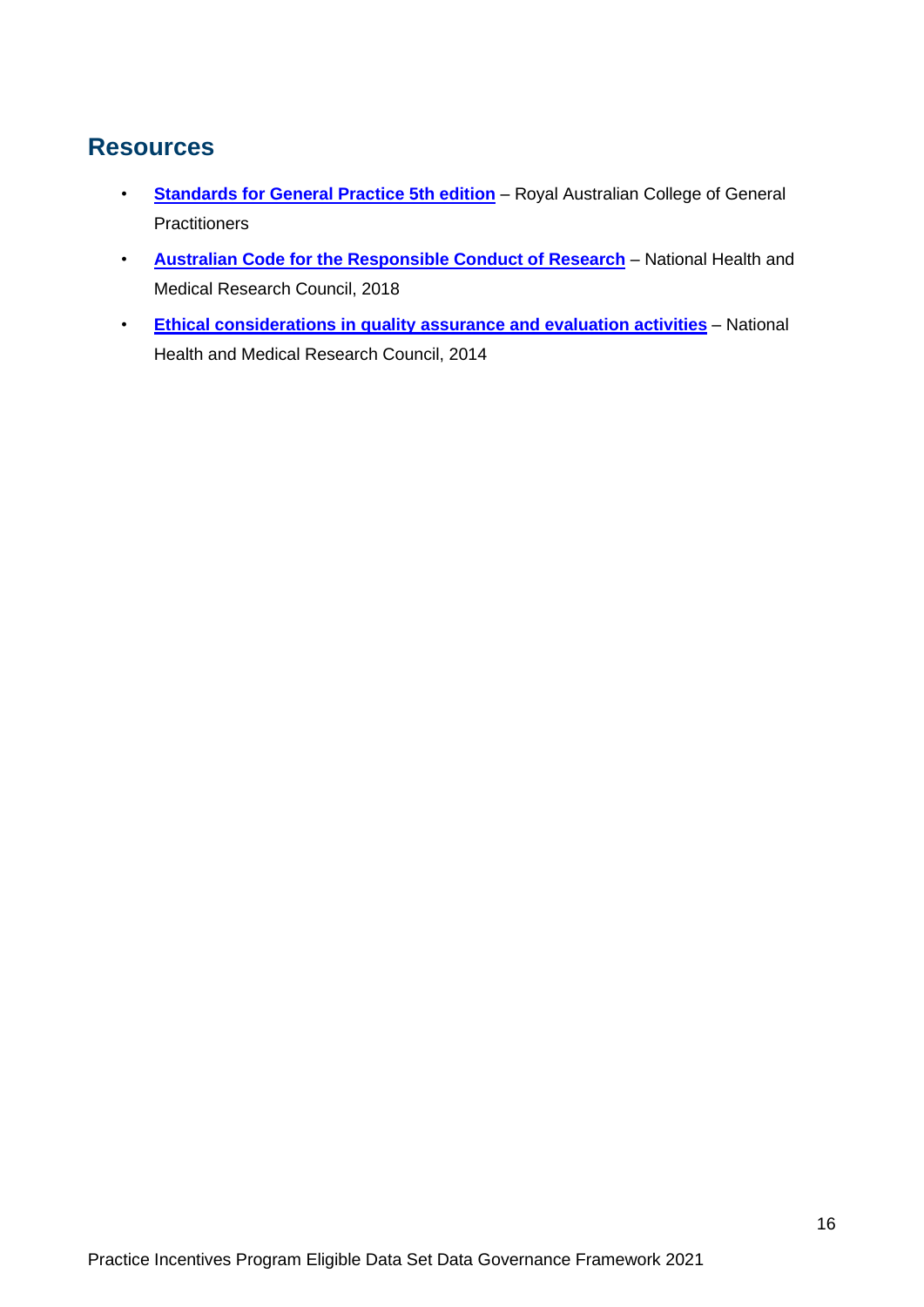## Resources

- **Standards for General Practice 5th edition** – Royal Australian College of General Practitioners
- **Australian Code for the Responsible Conduct of Research** – National Health and Medical Research Council, 2018
- **Ethical considerations in quality assurance and evaluation activities** – National Health and Medical Research Council, 2014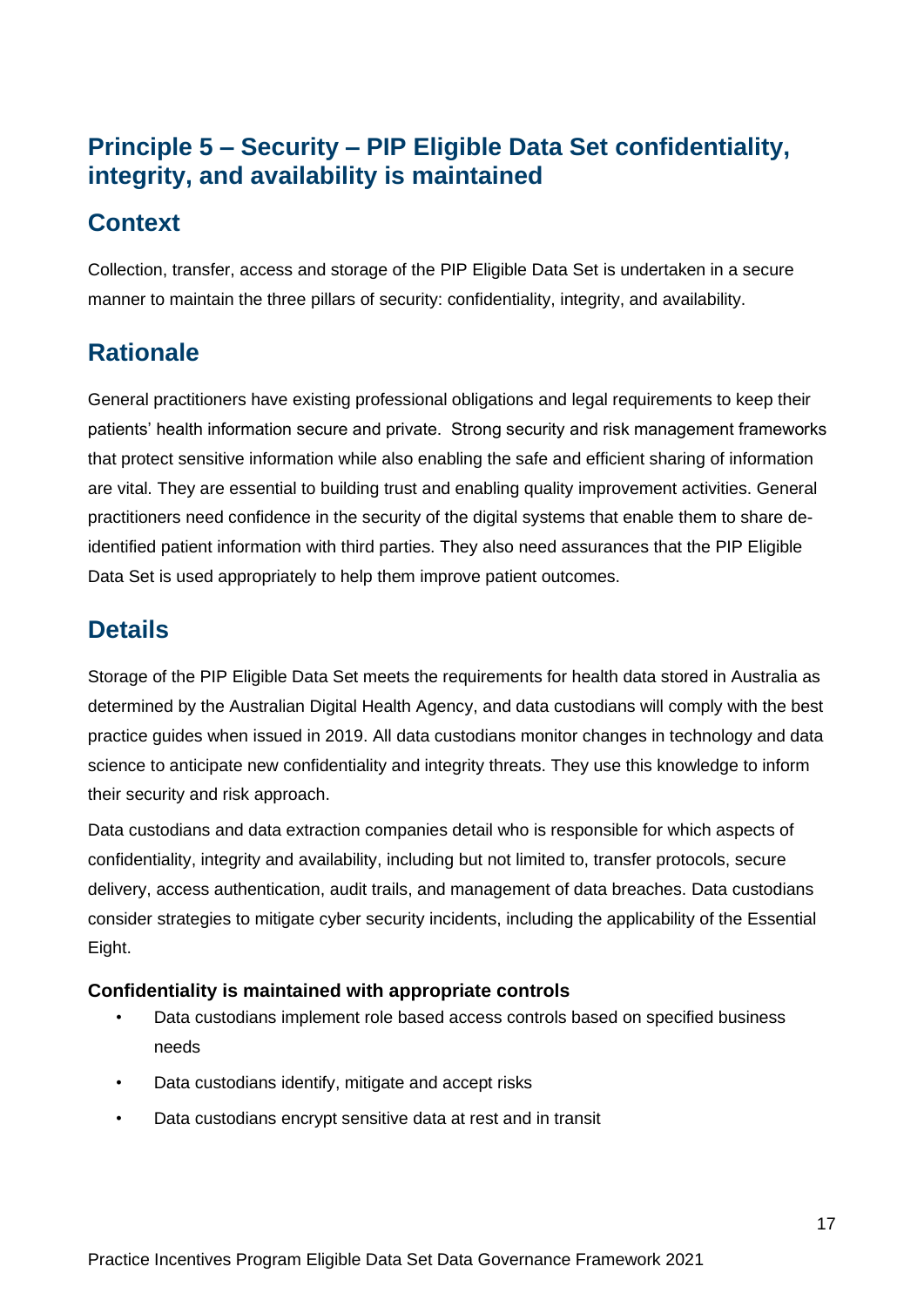## Principle 5 – Security – PIP Eligible Data Set confidentiality, integrity, and availability is maintained

## Context

Collection, transfer, access and storage of the PIP Eligible Data Set is undertaken in a secure manner to maintain the three pillars of security: confidentiality, integrity, and availability.

## Rationale

General practitioners have existing professional obligations and legal requirements to keep their patients' health information secure and private. Strong security and risk management frameworks that protect sensitive information while also enabling the safe and efficient sharing of information are vital. They are essential to building trust and enabling quality improvement activities. General practitioners need confidence in the security of the digital systems that enable them to share de-identified patient information with third parties. They also need assurances that the PIP Eligible Data Set is used appropriately to help them improve patient outcomes.

## Details

Storage of the PIP Eligible Data Set meets the requirements for health data stored in Australia as determined by the Australian Digital Health Agency, and data custodians will comply with the best practice guides when issued in 2019. All data custodians monitor changes in technology and data science to anticipate new confidentiality and integrity threats. They use this knowledge to inform their security and risk approach.

Data custodians and data extraction companies detail who is responsible for which aspects of confidentiality, integrity and availability, including but not limited to, transfer protocols, secure delivery, access authentication, audit trails, and management of data breaches. Data custodians consider strategies to mitigate cyber security incidents, including the applicability of the Essential Eight.

**Confidentiality is maintained with appropriate controls**

- Data custodians implement role based access controls based on specified business needs
- Data custodians identify, mitigate and accept risks
- Data custodians encrypt sensitive data at rest and in transit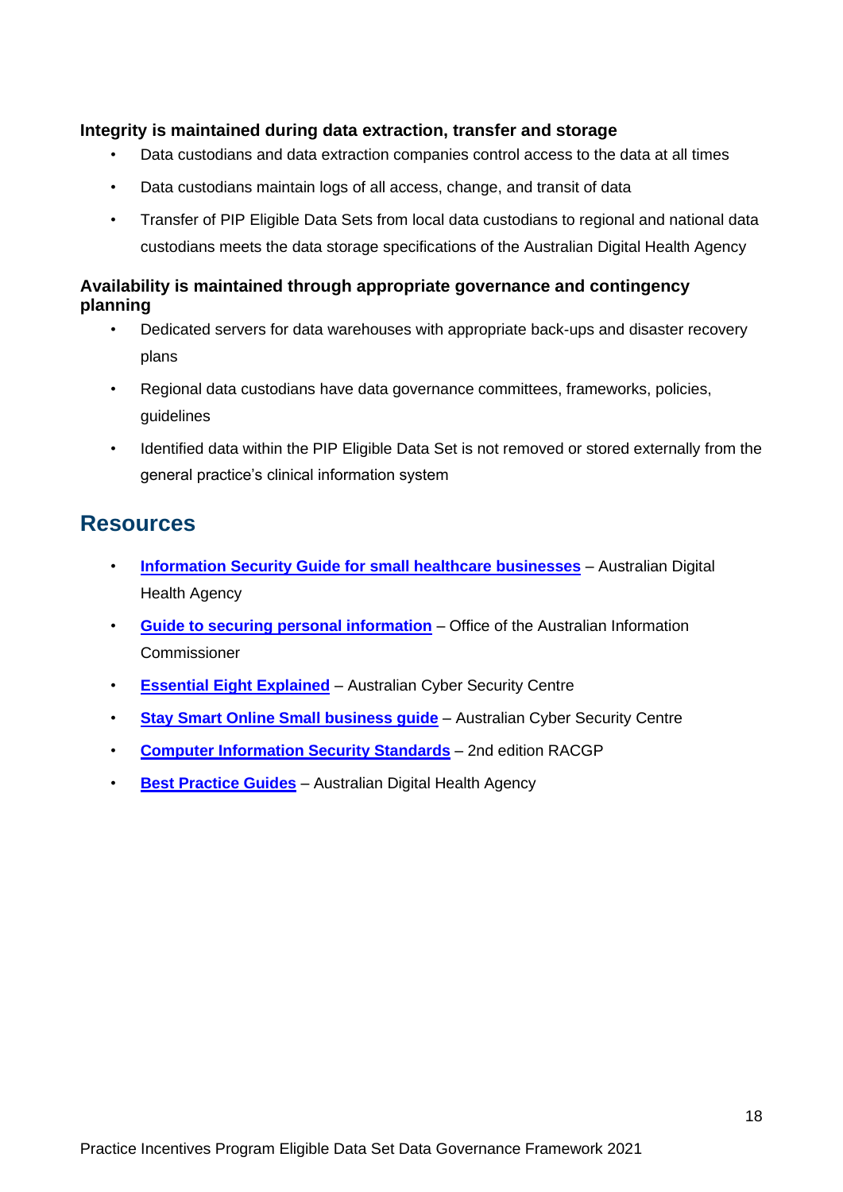**Integrity is maintained during data extraction, transfer and storage**

- Data custodians and data extraction companies control access to the data at all times
- Data custodians maintain logs of all access, change, and transit of data
- Transfer of PIP Eligible Data Sets from local data custodians to regional and national data custodians meets the data storage specifications of the Australian Digital Health Agency

**Availability is maintained through appropriate governance and contingency planning**

- Dedicated servers for data warehouses with appropriate back-ups and disaster recovery plans
- Regional data custodians have data governance committees, frameworks, policies, guidelines
- Identified data within the PIP Eligible Data Set is not removed or stored externally from the general practice's clinical information system

## Resources

- **Information Security Guide for small healthcare businesses** – Australian Digital Health Agency
- **Guide to securing personal information** – Office of the Australian Information Commissioner
- **Essential Eight Explained** – Australian Cyber Security Centre
- **Stay Smart Online Small business guide** – Australian Cyber Security Centre
- **Computer Information Security Standards** – 2nd edition RACGP
- **Best Practice Guides** – Australian Digital Health Agency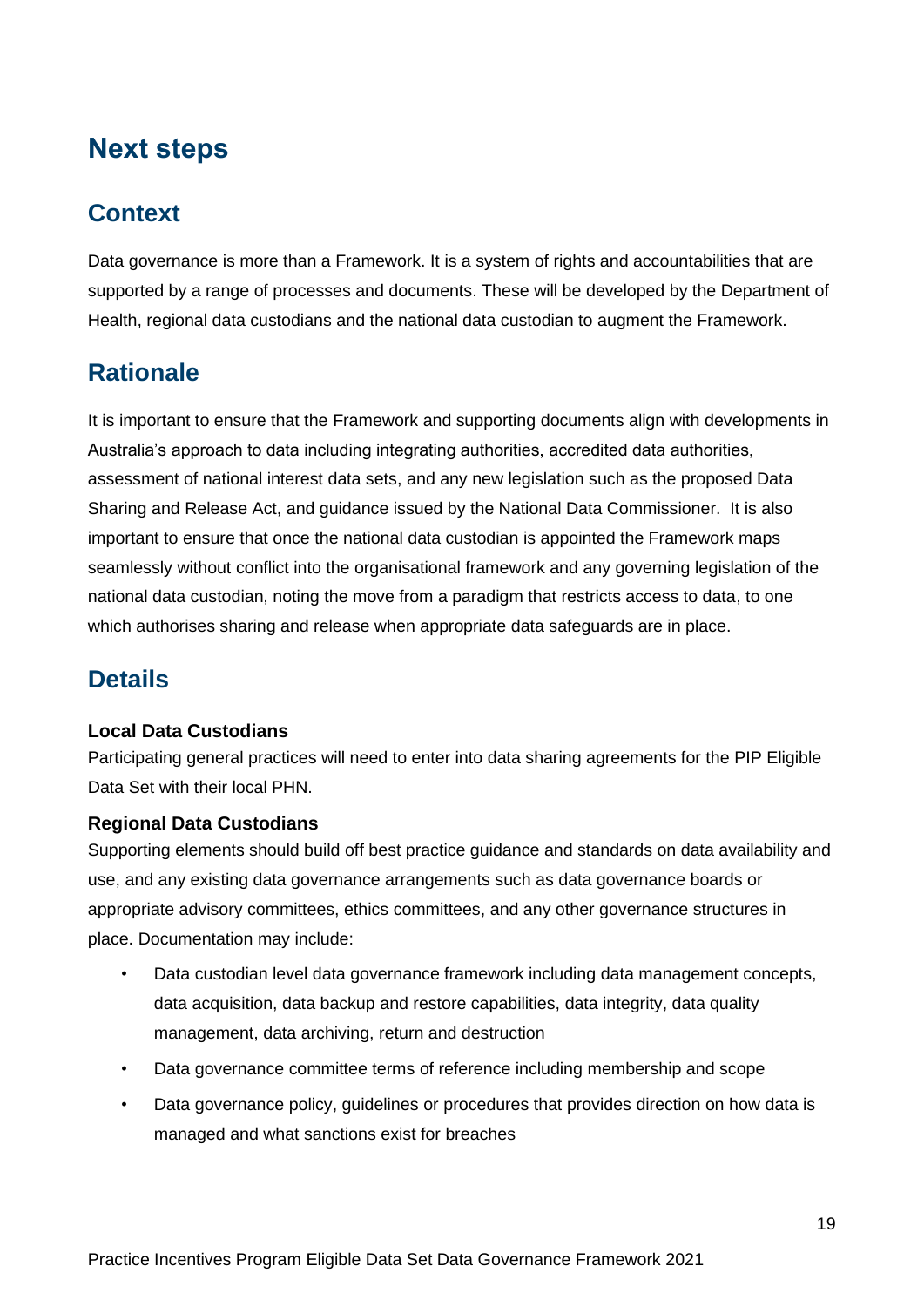# Next steps

## Context

Data governance is more than a Framework. It is a system of rights and accountabilities that are supported by a range of processes and documents. These will be developed by the Department of Health, regional data custodians and the national data custodian to augment the Framework.

## Rationale

It is important to ensure that the Framework and supporting documents align with developments in Australia's approach to data including integrating authorities, accredited data authorities, assessment of national interest data sets, and any new legislation such as the proposed Data Sharing and Release Act, and guidance issued by the National Data Commissioner. It is also important to ensure that once the national data custodian is appointed the Framework maps seamlessly without conflict into the organisational framework and any governing legislation of the national data custodian, noting the move from a paradigm that restricts access to data, to one which authorises sharing and release when appropriate data safeguards are in place.

## Details

**Local Data Custodians**

Participating general practices will need to enter into data sharing agreements for the PIP Eligible Data Set with their local PHN.

**Regional Data Custodians**

Supporting elements should build off best practice guidance and standards on data availability and use, and any existing data governance arrangements such as data governance boards or appropriate advisory committees, ethics committees, and any other governance structures in place. Documentation may include:

- Data custodian level data governance framework including data management concepts, data acquisition, data backup and restore capabilities, data integrity, data quality management, data archiving, return and destruction
- Data governance committee terms of reference including membership and scope
- Data governance policy, guidelines or procedures that provides direction on how data is managed and what sanctions exist for breaches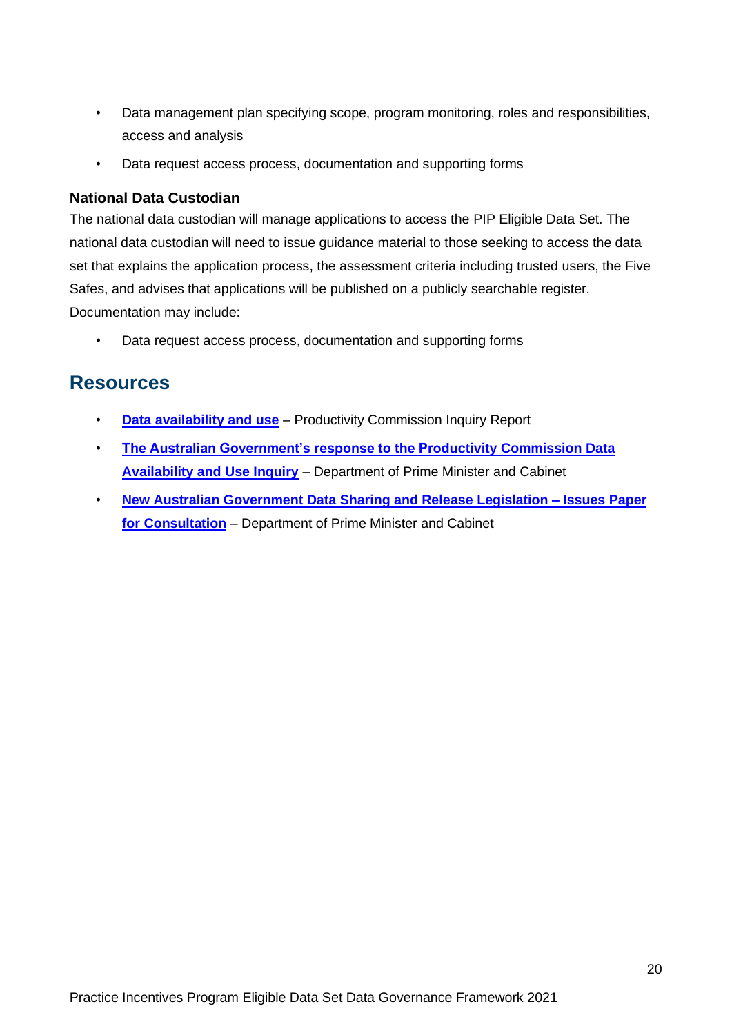- Data management plan specifying scope, program monitoring, roles and responsibilities, access and analysis
- Data request access process, documentation and supporting forms

### National Data Custodian

The national data custodian will manage applications to access the PIP Eligible Data Set. The national data custodian will need to issue guidance material to those seeking to access the data set that explains the application process, the assessment criteria including trusted users, the Five Safes, and advises that applications will be published on a publicly searchable register. Documentation may include:

- Data request access process, documentation and supporting forms

## Resources

- **Data availability and use** – Productivity Commission Inquiry Report
- **The Australian Government's response to the Productivity Commission Data Availability and Use Inquiry** – Department of Prime Minister and Cabinet
- **New Australian Government Data Sharing and Release Legislation – Issues Paper for Consultation** – Department of Prime Minister and Cabinet